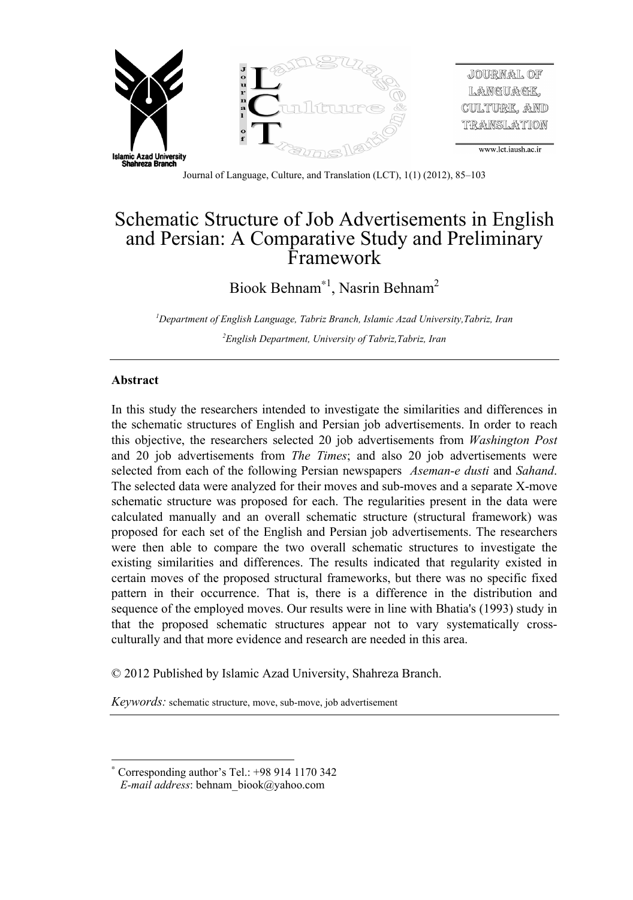# Schematic Structure of Job Advertisements in English and Persian: A Comparative Study and Preliminary Framework

Biook Behnam[*1], Nasrin Behnam[2]

[1]*Department of English Language, Tabriz Branch, Islamic Azad University,Tabriz, Iran*

[2]*English Department, University of Tabriz,Tabriz, Iran*

---

**Abstract**

In this study the researchers intended to investigate the similarities and differences in the schematic structures of English and Persian job advertisements. In order to reach this objective, the researchers selected 20 job advertisements from *Washington Post* and 20 job advertisements from *The Times*; and also 20 job advertisements were selected from each of the following Persian newspapers *Aseman-e dusti* and *Sahand*. The selected data were analyzed for their moves and sub-moves and a separate X-move schematic structure was proposed for each. The regularities present in the data were calculated manually and an overall schematic structure (structural framework) was proposed for each set of the English and Persian job advertisements. The researchers were then able to compare the two overall schematic structures to investigate the existing similarities and differences. The results indicated that regularity existed in certain moves of the proposed structural frameworks, but there was no specific fixed pattern in their occurrence. That is, there is a difference in the distribution and sequence of the employed moves. Our results were in line with Bhatia's (1993) study in that the proposed schematic structures appear not to vary systematically cross-culturally and that more evidence and research are needed in this area.

© 2012 Published by Islamic Azad University, Shahreza Branch.

*Keywords:* schematic structure, move, sub-move, job advertisement

---

[*] Corresponding author's Tel.: +98 914 1170 342
*E-mail address*: behnam_biook@yahoo.com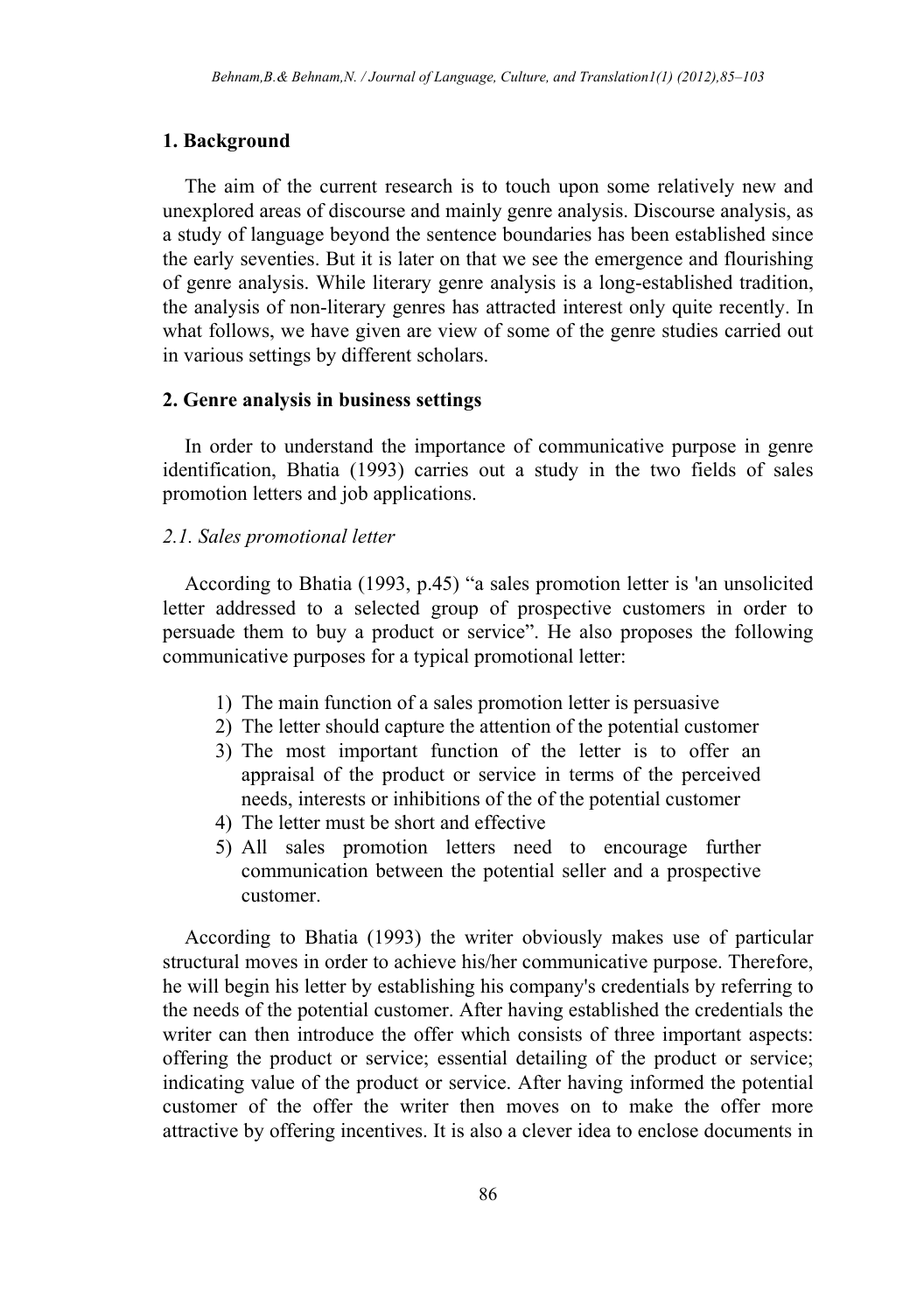## 1. Background

The aim of the current research is to touch upon some relatively new and unexplored areas of discourse and mainly genre analysis. Discourse analysis, as a study of language beyond the sentence boundaries has been established since the early seventies. But it is later on that we see the emergence and flourishing of genre analysis. While literary genre analysis is a long-established tradition, the analysis of non-literary genres has attracted interest only quite recently. In what follows, we have given are view of some of the genre studies carried out in various settings by different scholars.

## 2. Genre analysis in business settings

In order to understand the importance of communicative purpose in genre identification, Bhatia (1993) carries out a study in the two fields of sales promotion letters and job applications.

### *2.1. Sales promotional letter*

According to Bhatia (1993, p.45) "a sales promotion letter is 'an unsolicited letter addressed to a selected group of prospective customers in order to persuade them to buy a product or service". He also proposes the following communicative purposes for a typical promotional letter:

1) The main function of a sales promotion letter is persuasive
2) The letter should capture the attention of the potential customer
3) The most important function of the letter is to offer an appraisal of the product or service in terms of the perceived needs, interests or inhibitions of the of the potential customer
4) The letter must be short and effective
5) All sales promotion letters need to encourage further communication between the potential seller and a prospective customer.

According to Bhatia (1993) the writer obviously makes use of particular structural moves in order to achieve his/her communicative purpose. Therefore, he will begin his letter by establishing his company's credentials by referring to the needs of the potential customer. After having established the credentials the writer can then introduce the offer which consists of three important aspects: offering the product or service; essential detailing of the product or service; indicating value of the product or service. After having informed the potential customer of the offer the writer then moves on to make the offer more attractive by offering incentives. It is also a clever idea to enclose documents in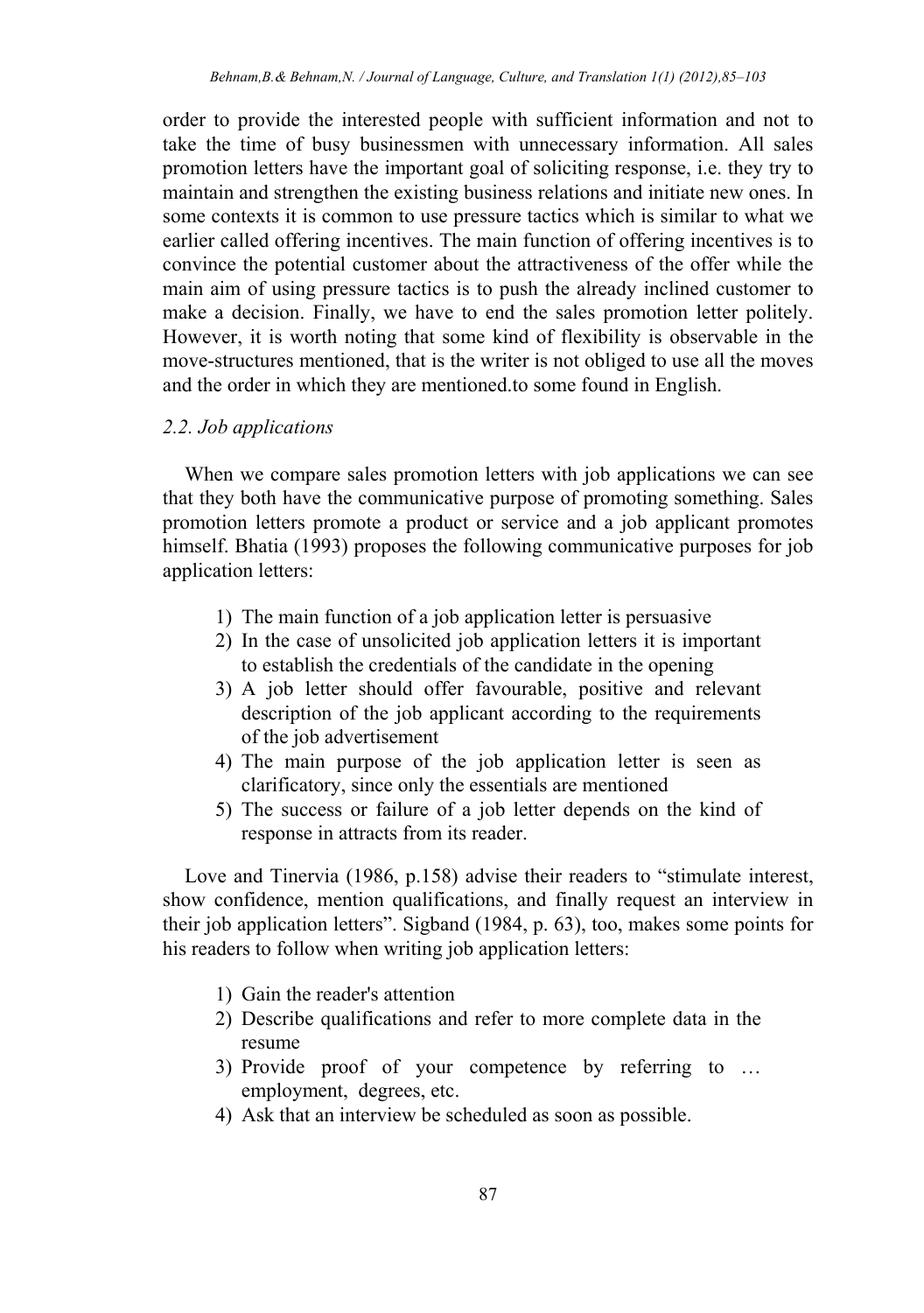order to provide the interested people with sufficient information and not to take the time of busy businessmen with unnecessary information. All sales promotion letters have the important goal of soliciting response, i.e. they try to maintain and strengthen the existing business relations and initiate new ones. In some contexts it is common to use pressure tactics which is similar to what we earlier called offering incentives. The main function of offering incentives is to convince the potential customer about the attractiveness of the offer while the main aim of using pressure tactics is to push the already inclined customer to make a decision. Finally, we have to end the sales promotion letter politely. However, it is worth noting that some kind of flexibility is observable in the move-structures mentioned, that is the writer is not obliged to use all the moves and the order in which they are mentioned.to some found in English.

### *2.2. Job applications*

When we compare sales promotion letters with job applications we can see that they both have the communicative purpose of promoting something. Sales promotion letters promote a product or service and a job applicant promotes himself. Bhatia (1993) proposes the following communicative purposes for job application letters:

1) The main function of a job application letter is persuasive
2) In the case of unsolicited job application letters it is important to establish the credentials of the candidate in the opening
3) A job letter should offer favourable, positive and relevant description of the job applicant according to the requirements of the job advertisement
4) The main purpose of the job application letter is seen as clarificatory, since only the essentials are mentioned
5) The success or failure of a job letter depends on the kind of response in attracts from its reader.

Love and Tinervia (1986, p.158) advise their readers to "stimulate interest, show confidence, mention qualifications, and finally request an interview in their job application letters". Sigband (1984, p. 63), too, makes some points for his readers to follow when writing job application letters:

1) Gain the reader's attention
2) Describe qualifications and refer to more complete data in the resume
3) Provide proof of your competence by referring to … employment, degrees, etc.
4) Ask that an interview be scheduled as soon as possible.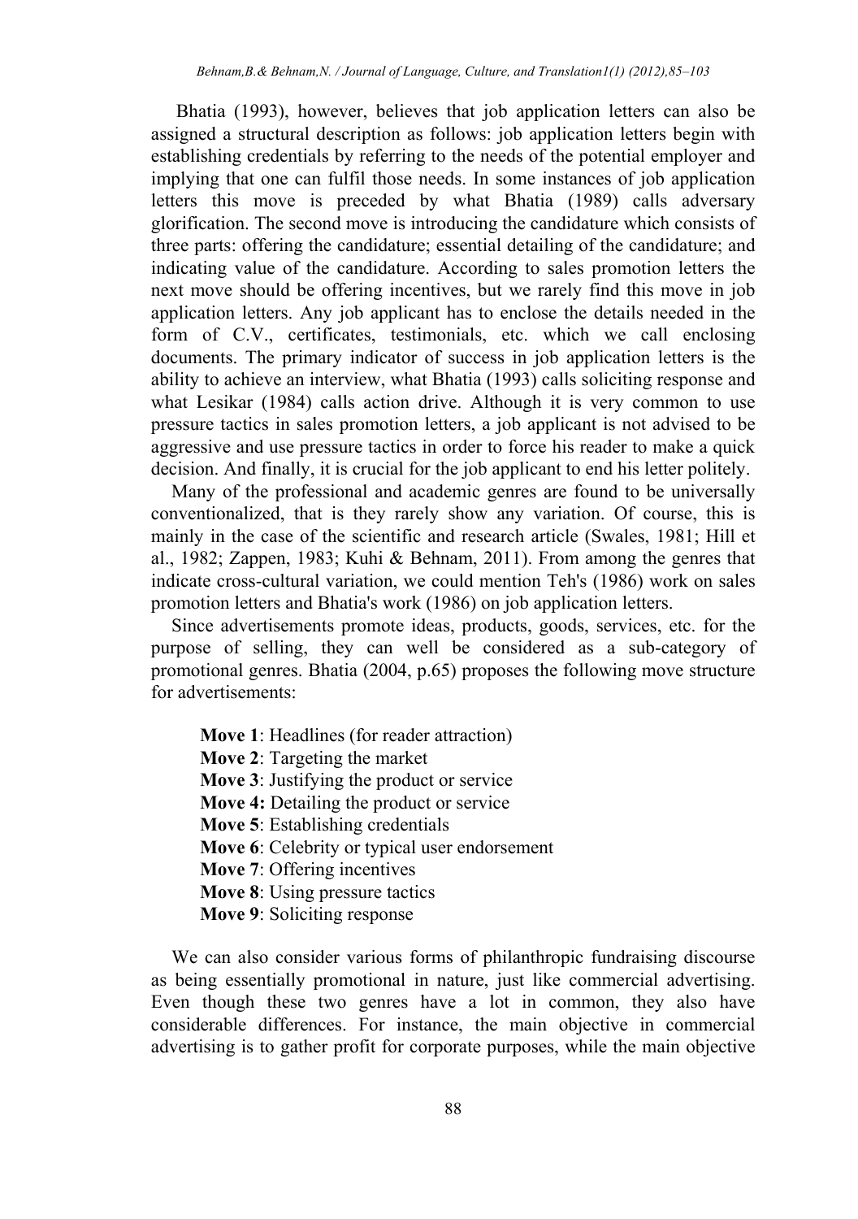Bhatia (1993), however, believes that job application letters can also be assigned a structural description as follows: job application letters begin with establishing credentials by referring to the needs of the potential employer and implying that one can fulfil those needs. In some instances of job application letters this move is preceded by what Bhatia (1989) calls adversary glorification. The second move is introducing the candidature which consists of three parts: offering the candidature; essential detailing of the candidature; and indicating value of the candidature. According to sales promotion letters the next move should be offering incentives, but we rarely find this move in job application letters. Any job applicant has to enclose the details needed in the form of C.V., certificates, testimonials, etc. which we call enclosing documents. The primary indicator of success in job application letters is the ability to achieve an interview, what Bhatia (1993) calls soliciting response and what Lesikar (1984) calls action drive. Although it is very common to use pressure tactics in sales promotion letters, a job applicant is not advised to be aggressive and use pressure tactics in order to force his reader to make a quick decision. And finally, it is crucial for the job applicant to end his letter politely.

Many of the professional and academic genres are found to be universally conventionalized, that is they rarely show any variation. Of course, this is mainly in the case of the scientific and research article (Swales, 1981; Hill et al., 1982; Zappen, 1983; Kuhi & Behnam, 2011). From among the genres that indicate cross-cultural variation, we could mention Teh's (1986) work on sales promotion letters and Bhatia's work (1986) on job application letters.

Since advertisements promote ideas, products, goods, services, etc. for the purpose of selling, they can well be considered as a sub-category of promotional genres. Bhatia (2004, p.65) proposes the following move structure for advertisements:

**Move 1**: Headlines (for reader attraction)
**Move 2**: Targeting the market
**Move 3**: Justifying the product or service
**Move 4:** Detailing the product or service
**Move 5**: Establishing credentials
**Move 6**: Celebrity or typical user endorsement
**Move 7**: Offering incentives
**Move 8**: Using pressure tactics
**Move 9**: Soliciting response

We can also consider various forms of philanthropic fundraising discourse as being essentially promotional in nature, just like commercial advertising. Even though these two genres have a lot in common, they also have considerable differences. For instance, the main objective in commercial advertising is to gather profit for corporate purposes, while the main objective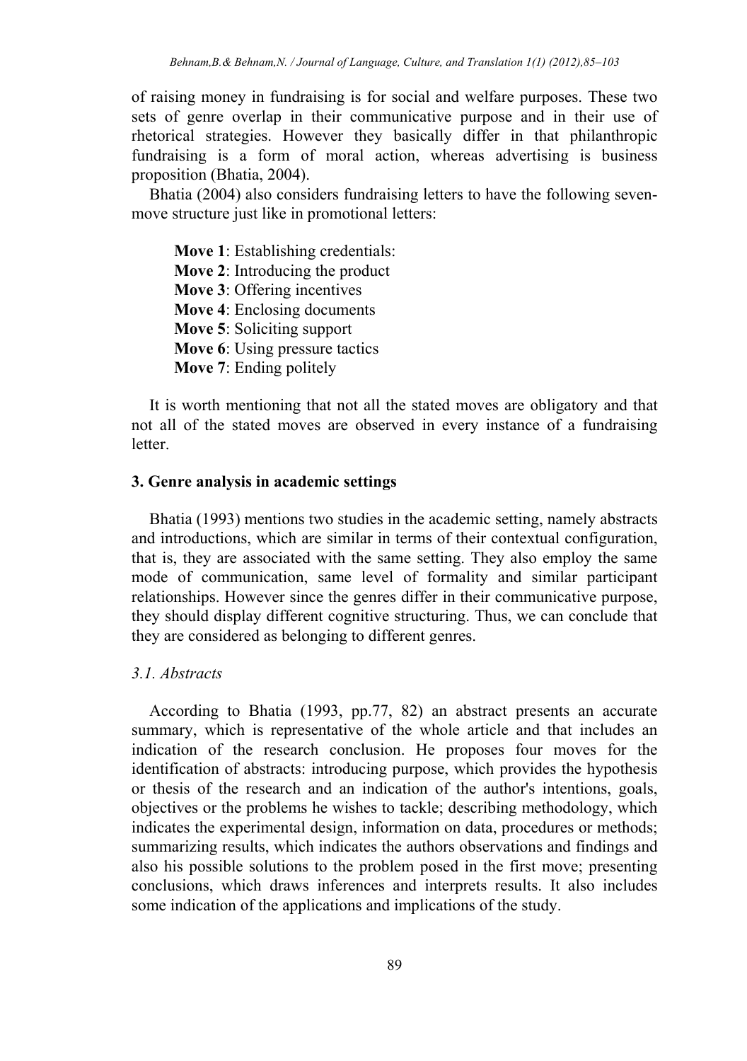of raising money in fundraising is for social and welfare purposes. These two sets of genre overlap in their communicative purpose and in their use of rhetorical strategies. However they basically differ in that philanthropic fundraising is a form of moral action, whereas advertising is business proposition (Bhatia, 2004).

Bhatia (2004) also considers fundraising letters to have the following seven-move structure just like in promotional letters:

**Move 1**: Establishing credentials:  
**Move 2**: Introducing the product  
**Move 3**: Offering incentives  
**Move 4**: Enclosing documents  
**Move 5**: Soliciting support  
**Move 6**: Using pressure tactics  
**Move 7**: Ending politely

It is worth mentioning that not all the stated moves are obligatory and that not all of the stated moves are observed in every instance of a fundraising letter.

## 3. Genre analysis in academic settings

Bhatia (1993) mentions two studies in the academic setting, namely abstracts and introductions, which are similar in terms of their contextual configuration, that is, they are associated with the same setting. They also employ the same mode of communication, same level of formality and similar participant relationships. However since the genres differ in their communicative purpose, they should display different cognitive structuring. Thus, we can conclude that they are considered as belonging to different genres.

### *3.1. Abstracts*

According to Bhatia (1993, pp.77, 82) an abstract presents an accurate summary, which is representative of the whole article and that includes an indication of the research conclusion. He proposes four moves for the identification of abstracts: introducing purpose, which provides the hypothesis or thesis of the research and an indication of the author's intentions, goals, objectives or the problems he wishes to tackle; describing methodology, which indicates the experimental design, information on data, procedures or methods; summarizing results, which indicates the authors observations and findings and also his possible solutions to the problem posed in the first move; presenting conclusions, which draws inferences and interprets results. It also includes some indication of the applications and implications of the study.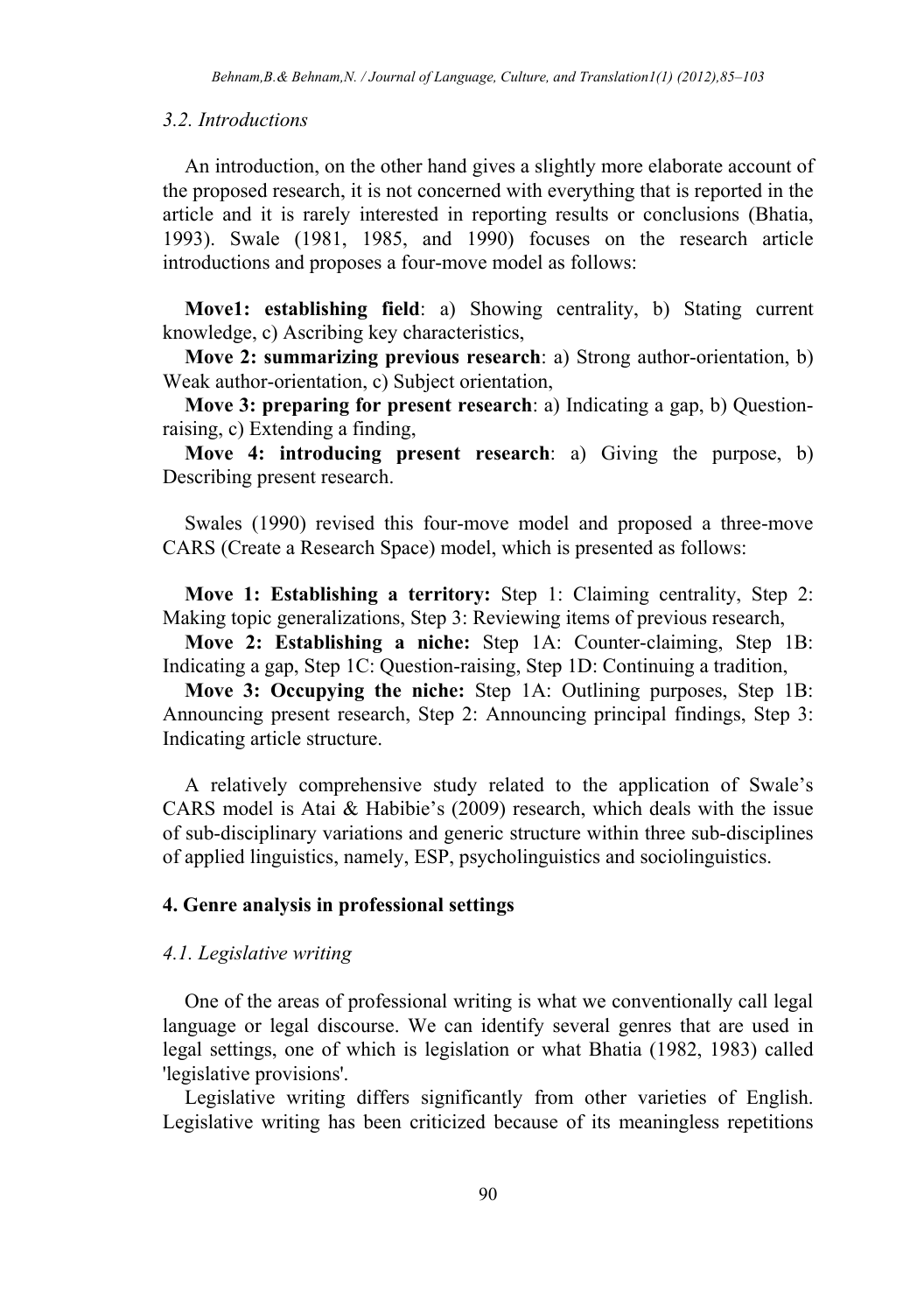### *3.2. Introductions*

An introduction, on the other hand gives a slightly more elaborate account of the proposed research, it is not concerned with everything that is reported in the article and it is rarely interested in reporting results or conclusions (Bhatia, 1993). Swale (1981, 1985, and 1990) focuses on the research article introductions and proposes a four-move model as follows:

**Move1: establishing field**: a) Showing centrality, b) Stating current knowledge, c) Ascribing key characteristics,

**Move 2: summarizing previous research**: a) Strong author-orientation, b) Weak author-orientation, c) Subject orientation,

**Move 3: preparing for present research**: a) Indicating a gap, b) Question-raising, c) Extending a finding,

**Move 4: introducing present research**: a) Giving the purpose, b) Describing present research.

Swales (1990) revised this four-move model and proposed a three-move CARS (Create a Research Space) model, which is presented as follows:

**Move 1: Establishing a territory:** Step 1: Claiming centrality, Step 2: Making topic generalizations, Step 3: Reviewing items of previous research,

**Move 2: Establishing a niche:** Step 1A: Counter-claiming, Step 1B: Indicating a gap, Step 1C: Question-raising, Step 1D: Continuing a tradition,

**Move 3: Occupying the niche:** Step 1A: Outlining purposes, Step 1B: Announcing present research, Step 2: Announcing principal findings, Step 3: Indicating article structure.

A relatively comprehensive study related to the application of Swale's CARS model is Atai & Habibie's (2009) research, which deals with the issue of sub-disciplinary variations and generic structure within three sub-disciplines of applied linguistics, namely, ESP, psycholinguistics and sociolinguistics.

## 4. Genre analysis in professional settings

### *4.1. Legislative writing*

One of the areas of professional writing is what we conventionally call legal language or legal discourse. We can identify several genres that are used in legal settings, one of which is legislation or what Bhatia (1982, 1983) called 'legislative provisions'.

Legislative writing differs significantly from other varieties of English. Legislative writing has been criticized because of its meaningless repetitions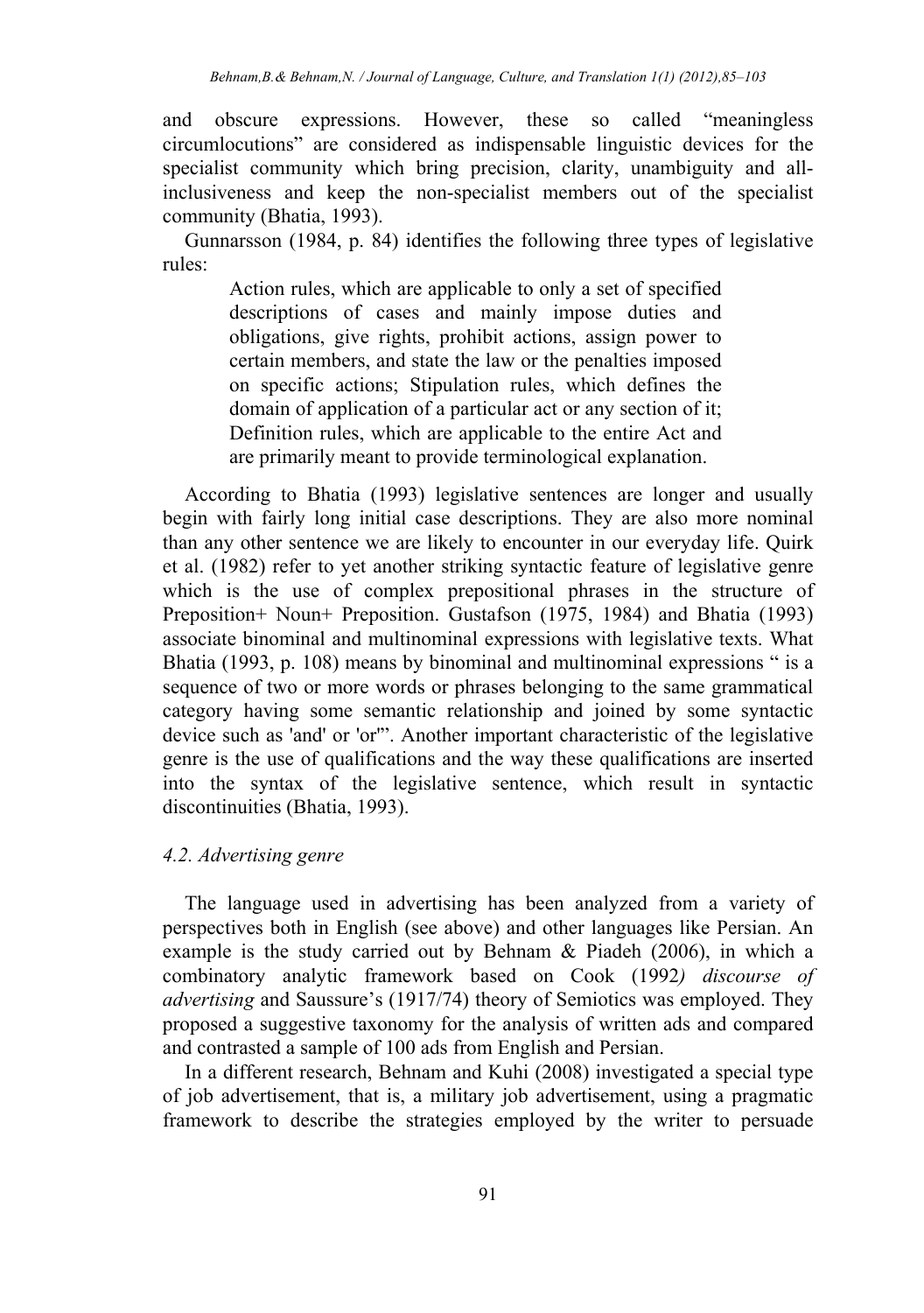and obscure expressions. However, these so called "meaningless circumlocutions" are considered as indispensable linguistic devices for the specialist community which bring precision, clarity, unambiguity and all-inclusiveness and keep the non-specialist members out of the specialist community (Bhatia, 1993).

Gunnarsson (1984, p. 84) identifies the following three types of legislative rules:

> Action rules, which are applicable to only a set of specified descriptions of cases and mainly impose duties and obligations, give rights, prohibit actions, assign power to certain members, and state the law or the penalties imposed on specific actions; Stipulation rules, which defines the domain of application of a particular act or any section of it; Definition rules, which are applicable to the entire Act and are primarily meant to provide terminological explanation.

According to Bhatia (1993) legislative sentences are longer and usually begin with fairly long initial case descriptions. They are also more nominal than any other sentence we are likely to encounter in our everyday life. Quirk et al. (1982) refer to yet another striking syntactic feature of legislative genre which is the use of complex prepositional phrases in the structure of Preposition+ Noun+ Preposition. Gustafson (1975, 1984) and Bhatia (1993) associate binominal and multinominal expressions with legislative texts. What Bhatia (1993, p. 108) means by binominal and multinominal expressions " is a sequence of two or more words or phrases belonging to the same grammatical category having some semantic relationship and joined by some syntactic device such as 'and' or 'or'". Another important characteristic of the legislative genre is the use of qualifications and the way these qualifications are inserted into the syntax of the legislative sentence, which result in syntactic discontinuities (Bhatia, 1993).

### *4.2. Advertising genre*

The language used in advertising has been analyzed from a variety of perspectives both in English (see above) and other languages like Persian. An example is the study carried out by Behnam & Piadeh (2006), in which a combinatory analytic framework based on Cook (1992*) discourse of advertising* and Saussure's (1917/74) theory of Semiotics was employed. They proposed a suggestive taxonomy for the analysis of written ads and compared and contrasted a sample of 100 ads from English and Persian.

In a different research, Behnam and Kuhi (2008) investigated a special type of job advertisement, that is, a military job advertisement, using a pragmatic framework to describe the strategies employed by the writer to persuade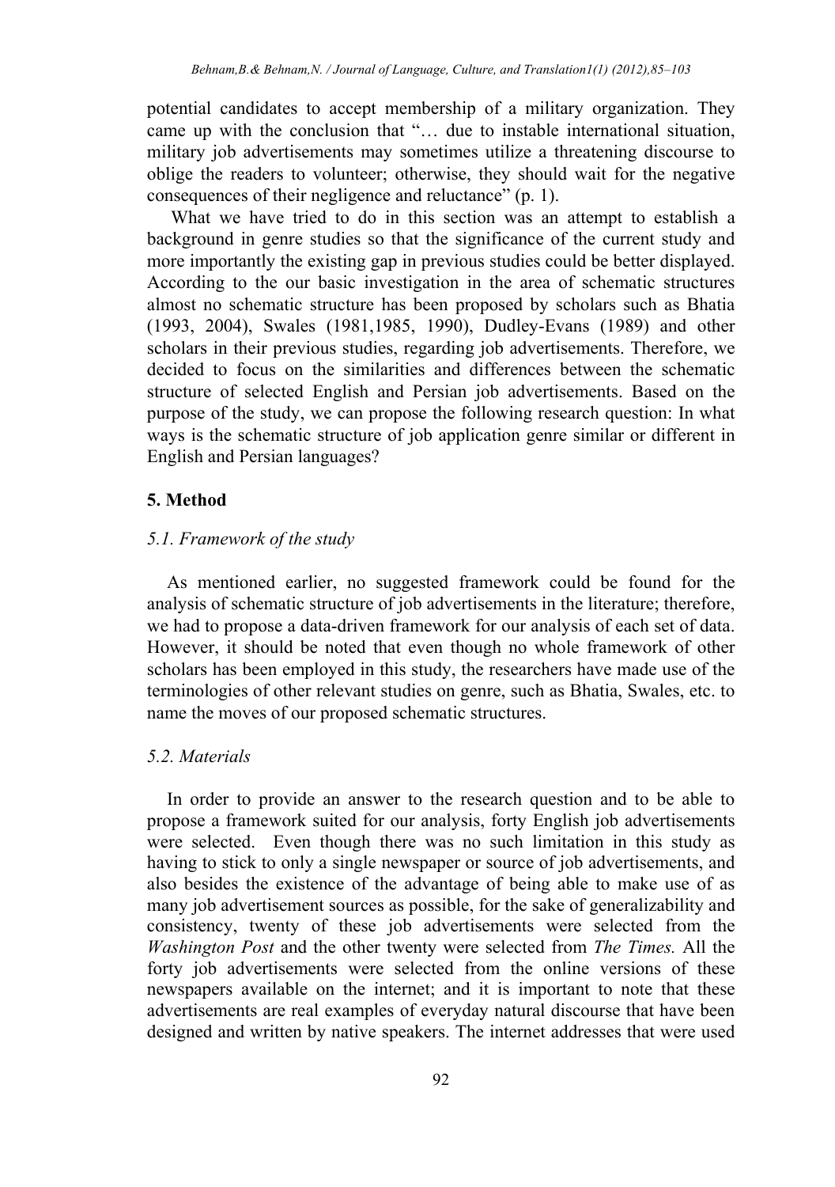potential candidates to accept membership of a military organization. They came up with the conclusion that "… due to instable international situation, military job advertisements may sometimes utilize a threatening discourse to oblige the readers to volunteer; otherwise, they should wait for the negative consequences of their negligence and reluctance" (p. 1).

What we have tried to do in this section was an attempt to establish a background in genre studies so that the significance of the current study and more importantly the existing gap in previous studies could be better displayed. According to the our basic investigation in the area of schematic structures almost no schematic structure has been proposed by scholars such as Bhatia (1993, 2004), Swales (1981,1985, 1990), Dudley-Evans (1989) and other scholars in their previous studies, regarding job advertisements. Therefore, we decided to focus on the similarities and differences between the schematic structure of selected English and Persian job advertisements. Based on the purpose of the study, we can propose the following research question: In what ways is the schematic structure of job application genre similar or different in English and Persian languages?

## 5. Method

### *5.1. Framework of the study*

As mentioned earlier, no suggested framework could be found for the analysis of schematic structure of job advertisements in the literature; therefore, we had to propose a data-driven framework for our analysis of each set of data. However, it should be noted that even though no whole framework of other scholars has been employed in this study, the researchers have made use of the terminologies of other relevant studies on genre, such as Bhatia, Swales, etc. to name the moves of our proposed schematic structures.

### *5.2. Materials*

In order to provide an answer to the research question and to be able to propose a framework suited for our analysis, forty English job advertisements were selected. Even though there was no such limitation in this study as having to stick to only a single newspaper or source of job advertisements, and also besides the existence of the advantage of being able to make use of as many job advertisement sources as possible, for the sake of generalizability and consistency, twenty of these job advertisements were selected from the *Washington Post* and the other twenty were selected from *The Times.* All the forty job advertisements were selected from the online versions of these newspapers available on the internet; and it is important to note that these advertisements are real examples of everyday natural discourse that have been designed and written by native speakers. The internet addresses that were used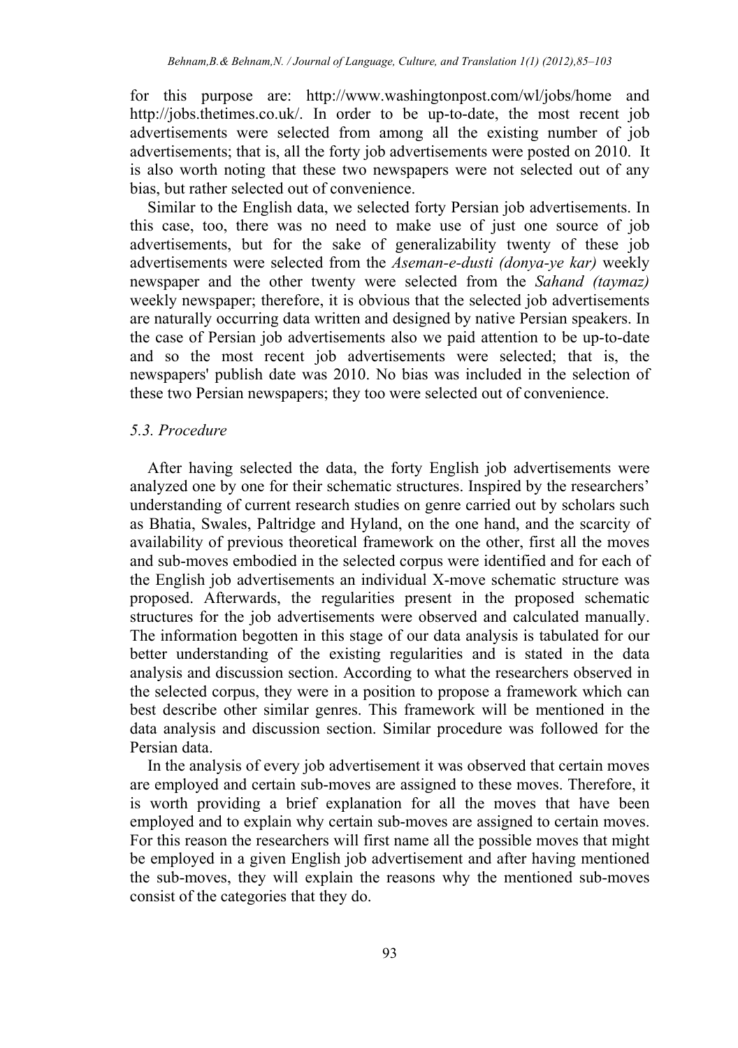for this purpose are: http://www.washingtonpost.com/wl/jobs/home and http://jobs.thetimes.co.uk/. In order to be up-to-date, the most recent job advertisements were selected from among all the existing number of job advertisements; that is, all the forty job advertisements were posted on 2010. It is also worth noting that these two newspapers were not selected out of any bias, but rather selected out of convenience.

Similar to the English data, we selected forty Persian job advertisements. In this case, too, there was no need to make use of just one source of job advertisements, but for the sake of generalizability twenty of these job advertisements were selected from the *Aseman-e-dusti (donya-ye kar)* weekly newspaper and the other twenty were selected from the *Sahand (taymaz)* weekly newspaper; therefore, it is obvious that the selected job advertisements are naturally occurring data written and designed by native Persian speakers. In the case of Persian job advertisements also we paid attention to be up-to-date and so the most recent job advertisements were selected; that is, the newspapers' publish date was 2010. No bias was included in the selection of these two Persian newspapers; they too were selected out of convenience.

### *5.3. Procedure*

After having selected the data, the forty English job advertisements were analyzed one by one for their schematic structures. Inspired by the researchers' understanding of current research studies on genre carried out by scholars such as Bhatia, Swales, Paltridge and Hyland, on the one hand, and the scarcity of availability of previous theoretical framework on the other, first all the moves and sub-moves embodied in the selected corpus were identified and for each of the English job advertisements an individual X-move schematic structure was proposed. Afterwards, the regularities present in the proposed schematic structures for the job advertisements were observed and calculated manually. The information begotten in this stage of our data analysis is tabulated for our better understanding of the existing regularities and is stated in the data analysis and discussion section. According to what the researchers observed in the selected corpus, they were in a position to propose a framework which can best describe other similar genres. This framework will be mentioned in the data analysis and discussion section. Similar procedure was followed for the Persian data.

In the analysis of every job advertisement it was observed that certain moves are employed and certain sub-moves are assigned to these moves. Therefore, it is worth providing a brief explanation for all the moves that have been employed and to explain why certain sub-moves are assigned to certain moves. For this reason the researchers will first name all the possible moves that might be employed in a given English job advertisement and after having mentioned the sub-moves, they will explain the reasons why the mentioned sub-moves consist of the categories that they do.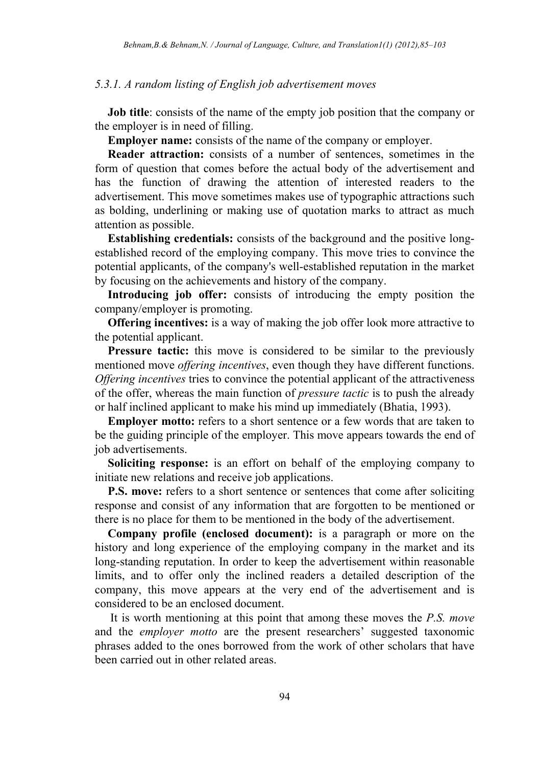### *5.3.1. A random listing of English job advertisement moves*

**Job title**: consists of the name of the empty job position that the company or the employer is in need of filling.

**Employer name:** consists of the name of the company or employer.

**Reader attraction:** consists of a number of sentences, sometimes in the form of question that comes before the actual body of the advertisement and has the function of drawing the attention of interested readers to the advertisement. This move sometimes makes use of typographic attractions such as bolding, underlining or making use of quotation marks to attract as much attention as possible.

**Establishing credentials:** consists of the background and the positive long-established record of the employing company. This move tries to convince the potential applicants, of the company's well-established reputation in the market by focusing on the achievements and history of the company.

**Introducing job offer:** consists of introducing the empty position the company/employer is promoting.

**Offering incentives:** is a way of making the job offer look more attractive to the potential applicant.

**Pressure tactic:** this move is considered to be similar to the previously mentioned move *offering incentives*, even though they have different functions. *Offering incentives* tries to convince the potential applicant of the attractiveness of the offer, whereas the main function of *pressure tactic* is to push the already or half inclined applicant to make his mind up immediately (Bhatia, 1993).

**Employer motto:** refers to a short sentence or a few words that are taken to be the guiding principle of the employer. This move appears towards the end of job advertisements.

**Soliciting response:** is an effort on behalf of the employing company to initiate new relations and receive job applications.

**P.S. move:** refers to a short sentence or sentences that come after soliciting response and consist of any information that are forgotten to be mentioned or there is no place for them to be mentioned in the body of the advertisement.

**Company profile (enclosed document):** is a paragraph or more on the history and long experience of the employing company in the market and its long-standing reputation. In order to keep the advertisement within reasonable limits, and to offer only the inclined readers a detailed description of the company, this move appears at the very end of the advertisement and is considered to be an enclosed document.

It is worth mentioning at this point that among these moves the *P.S. move* and the *employer motto* are the present researchers' suggested taxonomic phrases added to the ones borrowed from the work of other scholars that have been carried out in other related areas.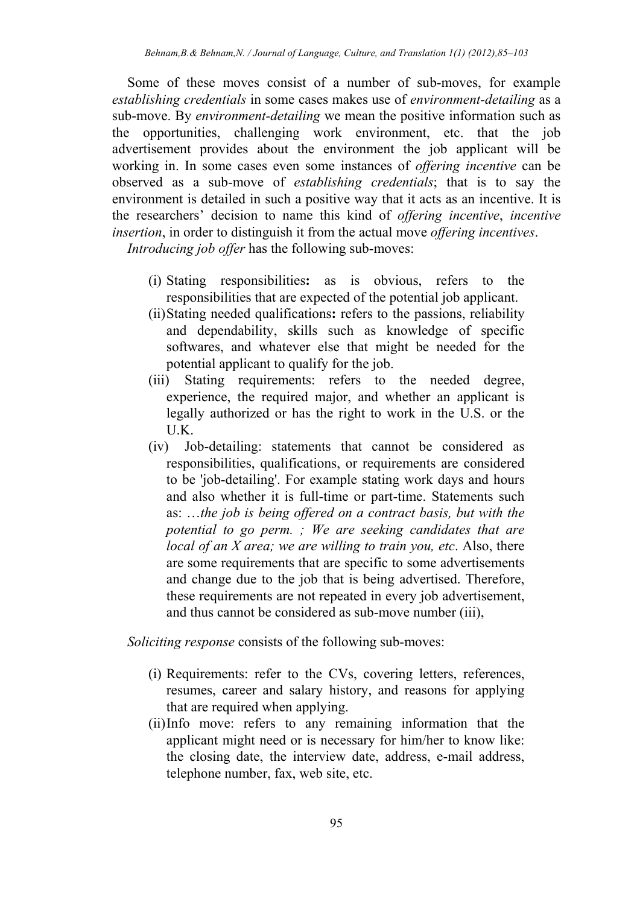Some of these moves consist of a number of sub-moves, for example *establishing credentials* in some cases makes use of *environment-detailing* as a sub-move. By *environment-detailing* we mean the positive information such as the opportunities, challenging work environment, etc. that the job advertisement provides about the environment the job applicant will be working in. In some cases even some instances of *offering incentive* can be observed as a sub-move of *establishing credentials*; that is to say the environment is detailed in such a positive way that it acts as an incentive. It is the researchers' decision to name this kind of *offering incentive*, *incentive insertion*, in order to distinguish it from the actual move *offering incentives*.

*Introducing job offer* has the following sub-moves:

(i) Stating responsibilities**:** as is obvious, refers to the responsibilities that are expected of the potential job applicant.

(ii) Stating needed qualifications**:** refers to the passions, reliability and dependability, skills such as knowledge of specific softwares, and whatever else that might be needed for the potential applicant to qualify for the job.

(iii) Stating requirements: refers to the needed degree, experience, the required major, and whether an applicant is legally authorized or has the right to work in the U.S. or the U.K.

(iv) Job-detailing: statements that cannot be considered as responsibilities, qualifications, or requirements are considered to be 'job-detailing'. For example stating work days and hours and also whether it is full-time or part-time. Statements such as: *…the job is being offered on a contract basis, but with the potential to go perm. ; We are seeking candidates that are local of an X area; we are willing to train you, etc*. Also, there are some requirements that are specific to some advertisements and change due to the job that is being advertised. Therefore, these requirements are not repeated in every job advertisement, and thus cannot be considered as sub-move number (iii),

*Soliciting response* consists of the following sub-moves:

(i) Requirements: refer to the CVs, covering letters, references, resumes, career and salary history, and reasons for applying that are required when applying.

(ii) Info move: refers to any remaining information that the applicant might need or is necessary for him/her to know like: the closing date, the interview date, address, e-mail address, telephone number, fax, web site, etc.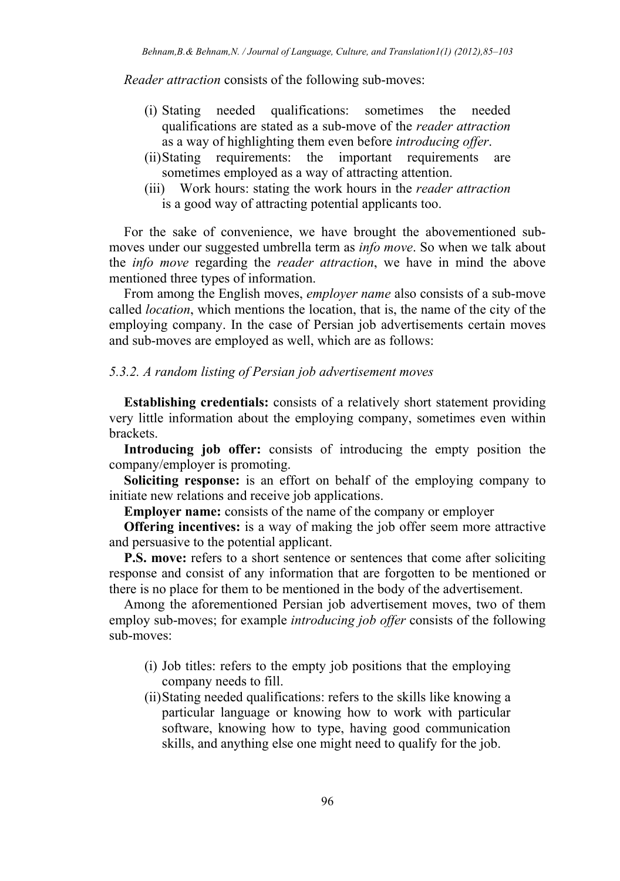*Reader attraction* consists of the following sub-moves:

(i) Stating needed qualifications: sometimes the needed qualifications are stated as a sub-move of the *reader attraction* as a way of highlighting them even before *introducing offer*.

(ii) Stating requirements: the important requirements are sometimes employed as a way of attracting attention.

(iii) Work hours: stating the work hours in the *reader attraction* is a good way of attracting potential applicants too.

For the sake of convenience, we have brought the abovementioned sub-moves under our suggested umbrella term as *info move*. So when we talk about the *info move* regarding the *reader attraction*, we have in mind the above mentioned three types of information.

From among the English moves, *employer name* also consists of a sub-move called *location*, which mentions the location, that is, the name of the city of the employing company. In the case of Persian job advertisements certain moves and sub-moves are employed as well, which are as follows:

### *5.3.2. A random listing of Persian job advertisement moves*

**Establishing credentials:** consists of a relatively short statement providing very little information about the employing company, sometimes even within brackets.

**Introducing job offer:** consists of introducing the empty position the company/employer is promoting.

**Soliciting response:** is an effort on behalf of the employing company to initiate new relations and receive job applications.

**Employer name:** consists of the name of the company or employer

**Offering incentives:** is a way of making the job offer seem more attractive and persuasive to the potential applicant.

**P.S. move:** refers to a short sentence or sentences that come after soliciting response and consist of any information that are forgotten to be mentioned or there is no place for them to be mentioned in the body of the advertisement.

Among the aforementioned Persian job advertisement moves, two of them employ sub-moves; for example *introducing job offer* consists of the following sub-moves:

(i) Job titles: refers to the empty job positions that the employing company needs to fill.

(ii) Stating needed qualifications: refers to the skills like knowing a particular language or knowing how to work with particular software, knowing how to type, having good communication skills, and anything else one might need to qualify for the job.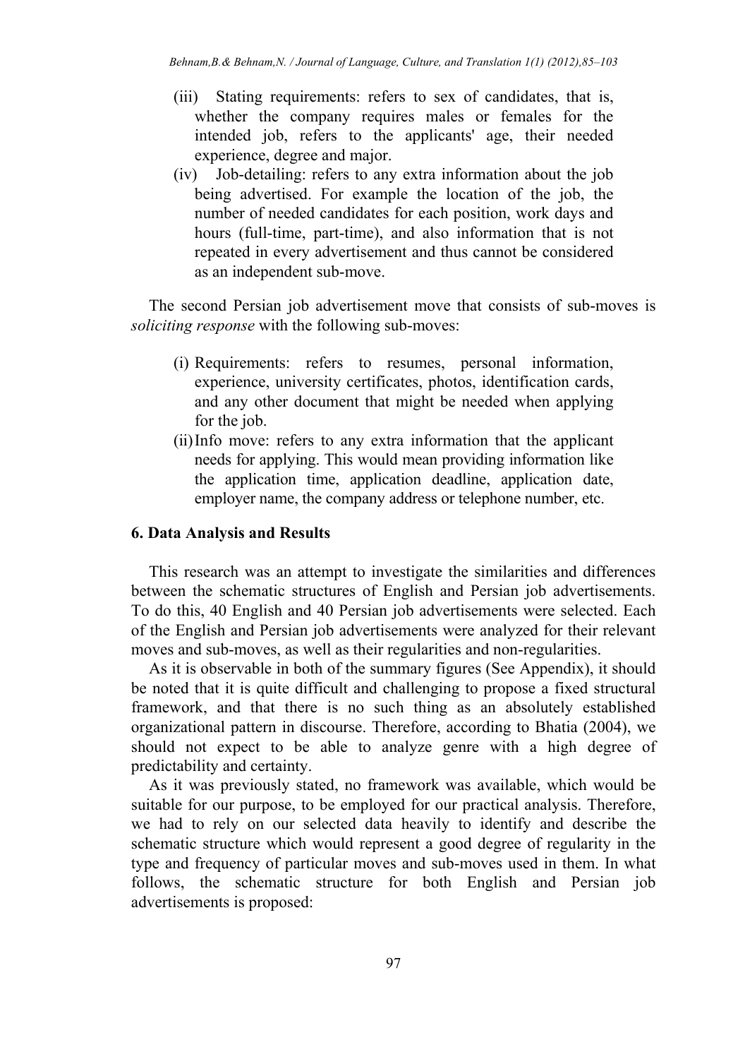(iii) Stating requirements: refers to sex of candidates, that is, whether the company requires males or females for the intended job, refers to the applicants' age, their needed experience, degree and major.

(iv) Job-detailing: refers to any extra information about the job being advertised. For example the location of the job, the number of needed candidates for each position, work days and hours (full-time, part-time), and also information that is not repeated in every advertisement and thus cannot be considered as an independent sub-move.

The second Persian job advertisement move that consists of sub-moves is *soliciting response* with the following sub-moves:

(i) Requirements: refers to resumes, personal information, experience, university certificates, photos, identification cards, and any other document that might be needed when applying for the job.

(ii) Info move: refers to any extra information that the applicant needs for applying. This would mean providing information like the application time, application deadline, application date, employer name, the company address or telephone number, etc.

## 6. Data Analysis and Results

This research was an attempt to investigate the similarities and differences between the schematic structures of English and Persian job advertisements. To do this, 40 English and 40 Persian job advertisements were selected. Each of the English and Persian job advertisements were analyzed for their relevant moves and sub-moves, as well as their regularities and non-regularities.

As it is observable in both of the summary figures (See Appendix), it should be noted that it is quite difficult and challenging to propose a fixed structural framework, and that there is no such thing as an absolutely established organizational pattern in discourse. Therefore, according to Bhatia (2004), we should not expect to be able to analyze genre with a high degree of predictability and certainty.

As it was previously stated, no framework was available, which would be suitable for our purpose, to be employed for our practical analysis. Therefore, we had to rely on our selected data heavily to identify and describe the schematic structure which would represent a good degree of regularity in the type and frequency of particular moves and sub-moves used in them. In what follows, the schematic structure for both English and Persian job advertisements is proposed: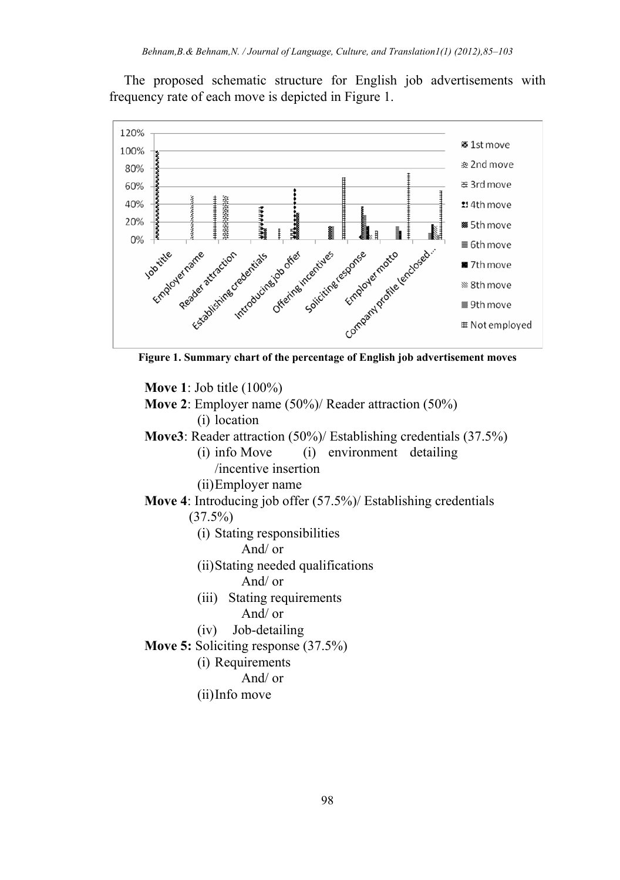The proposed schematic structure for English job advertisements with frequency rate of each move is depicted in Figure 1.

**Figure 1. Summary chart of the percentage of English job advertisement moves**

**Move 1**: Job title (100%)

**Move 2**: Employer name (50%)/ Reader attraction (50%)

- (i) location

**Move3**: Reader attraction (50%)/ Establishing credentials (37.5%)

- (i) info Move (i) environment detailing /incentive insertion
- (ii) Employer name

**Move 4**: Introducing job offer (57.5%)/ Establishing credentials (37.5%)

- (i) Stating responsibilities
  And/ or
- (ii) Stating needed qualifications
  And/ or
- (iii) Stating requirements
  And/ or
- (iv) Job-detailing

**Move 5:** Soliciting response (37.5%)

- (i) Requirements
  And/ or
- (ii) Info move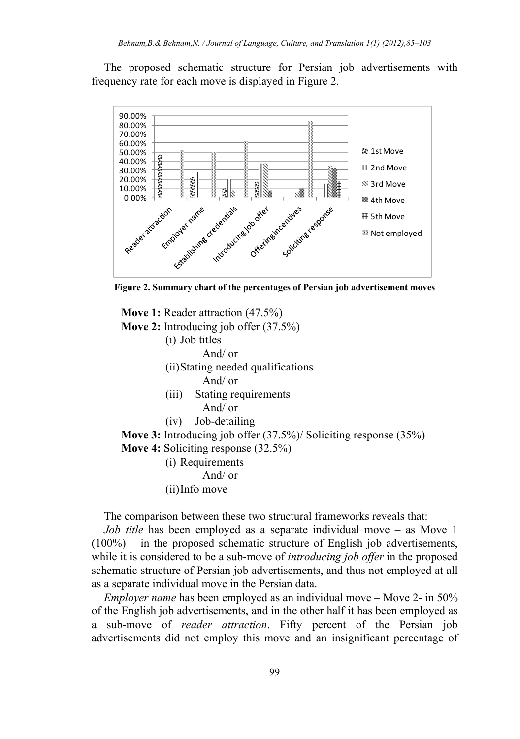The proposed schematic structure for Persian job advertisements with frequency rate for each move is displayed in Figure 2.

**Figure 2. Summary chart of the percentages of Persian job advertisement moves**

**Move 1:** Reader attraction (47.5%)

**Move 2:** Introducing job offer (37.5%)

- (i) Job titles
  - And/ or
- (ii) Stating needed qualifications
  - And/ or
- (iii) Stating requirements
  - And/ or
- (iv) Job-detailing

**Move 3:** Introducing job offer (37.5%)/ Soliciting response (35%)

**Move 4:** Soliciting response (32.5%)

- (i) Requirements
  - And/ or
- (ii) Info move

The comparison between these two structural frameworks reveals that:

*Job title* has been employed as a separate individual move – as Move 1 (100%) – in the proposed schematic structure of English job advertisements, while it is considered to be a sub-move of *introducing job offer* in the proposed schematic structure of Persian job advertisements, and thus not employed at all as a separate individual move in the Persian data.

*Employer name* has been employed as an individual move – Move 2- in 50% of the English job advertisements, and in the other half it has been employed as a sub-move of *reader attraction*. Fifty percent of the Persian job advertisements did not employ this move and an insignificant percentage of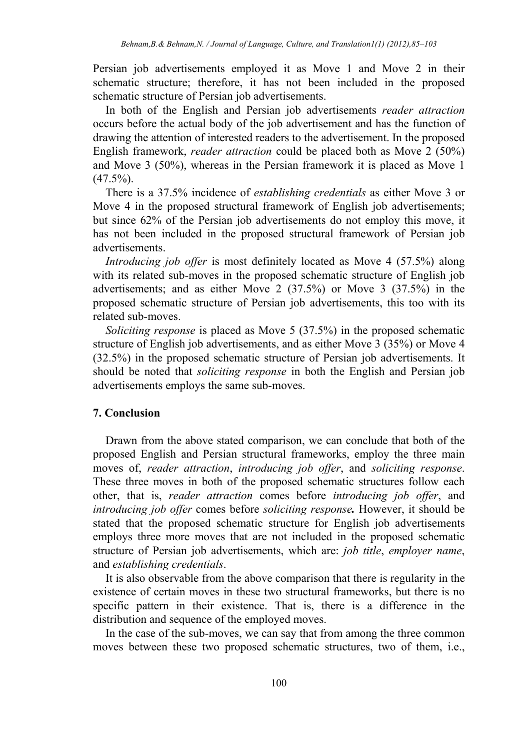Persian job advertisements employed it as Move 1 and Move 2 in their schematic structure; therefore, it has not been included in the proposed schematic structure of Persian job advertisements.

In both of the English and Persian job advertisements *reader attraction* occurs before the actual body of the job advertisement and has the function of drawing the attention of interested readers to the advertisement. In the proposed English framework, *reader attraction* could be placed both as Move 2 (50%) and Move 3 (50%), whereas in the Persian framework it is placed as Move 1 (47.5%).

There is a 37.5% incidence of *establishing credentials* as either Move 3 or Move 4 in the proposed structural framework of English job advertisements; but since 62% of the Persian job advertisements do not employ this move, it has not been included in the proposed structural framework of Persian job advertisements.

*Introducing job offer* is most definitely located as Move 4 (57.5%) along with its related sub-moves in the proposed schematic structure of English job advertisements; and as either Move 2 (37.5%) or Move 3 (37.5%) in the proposed schematic structure of Persian job advertisements, this too with its related sub-moves.

*Soliciting response* is placed as Move 5 (37.5%) in the proposed schematic structure of English job advertisements, and as either Move 3 (35%) or Move 4 (32.5%) in the proposed schematic structure of Persian job advertisements. It should be noted that *soliciting response* in both the English and Persian job advertisements employs the same sub-moves.

## 7. Conclusion

Drawn from the above stated comparison, we can conclude that both of the proposed English and Persian structural frameworks, employ the three main moves of, *reader attraction*, *introducing job offer*, and *soliciting response*. These three moves in both of the proposed schematic structures follow each other, that is, *reader attraction* comes before *introducing job offer*, and *introducing job offer* comes before ***soliciting response.*** However, it should be stated that the proposed schematic structure for English job advertisements employs three more moves that are not included in the proposed schematic structure of Persian job advertisements, which are: *job title*, *employer name*, and *establishing credentials*.

It is also observable from the above comparison that there is regularity in the existence of certain moves in these two structural frameworks, but there is no specific pattern in their existence. That is, there is a difference in the distribution and sequence of the employed moves.

In the case of the sub-moves, we can say that from among the three common moves between these two proposed schematic structures, two of them, i.e.,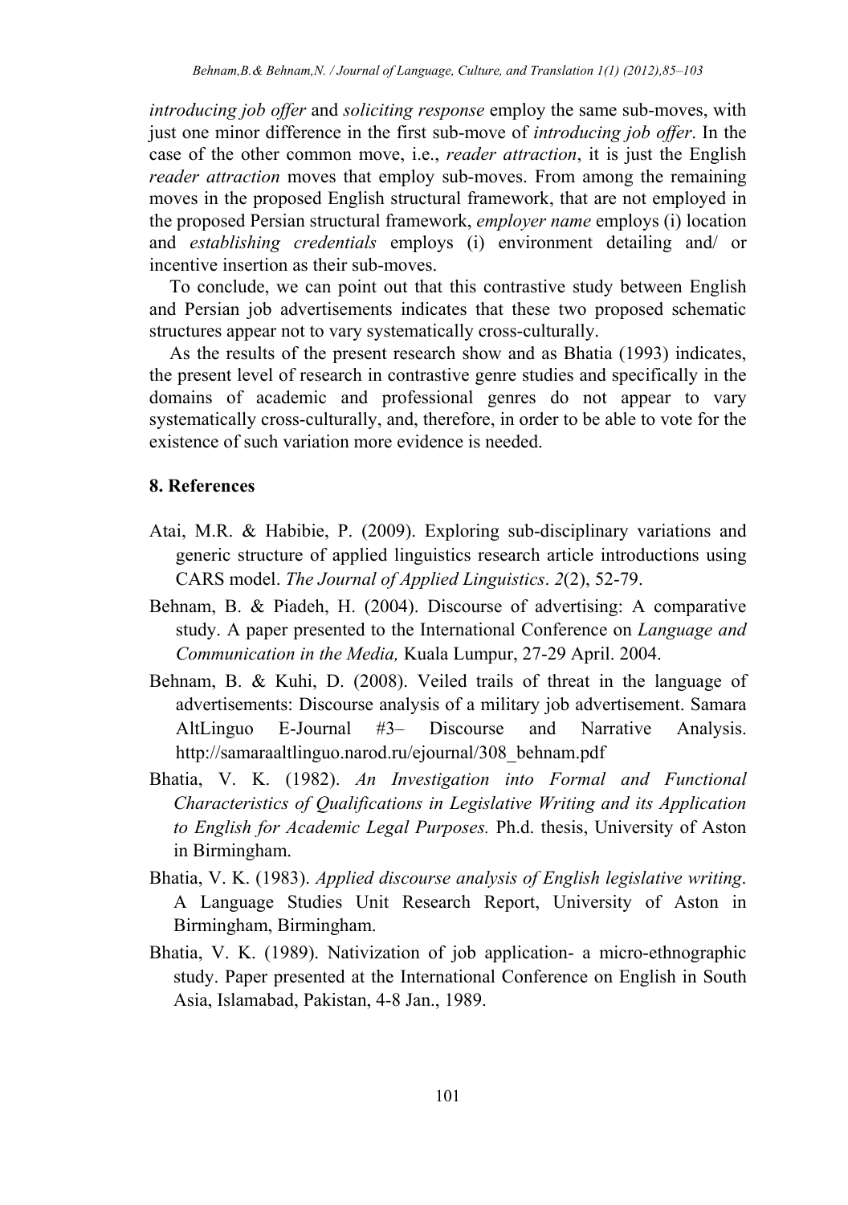*introducing job offer* and *soliciting response* employ the same sub-moves, with just one minor difference in the first sub-move of *introducing job offer*. In the case of the other common move, i.e., *reader attraction*, it is just the English *reader attraction* moves that employ sub-moves. From among the remaining moves in the proposed English structural framework, that are not employed in the proposed Persian structural framework, *employer name* employs (i) location and *establishing credentials* employs (i) environment detailing and/ or incentive insertion as their sub-moves.

To conclude, we can point out that this contrastive study between English and Persian job advertisements indicates that these two proposed schematic structures appear not to vary systematically cross-culturally.

As the results of the present research show and as Bhatia (1993) indicates, the present level of research in contrastive genre studies and specifically in the domains of academic and professional genres do not appear to vary systematically cross-culturally, and, therefore, in order to be able to vote for the existence of such variation more evidence is needed.

## 8. References

Atai, M.R. & Habibie, P. (2009). Exploring sub-disciplinary variations and generic structure of applied linguistics research article introductions using CARS model. *The Journal of Applied Linguistics*. *2*(2), 52-79.

Behnam, B. & Piadeh, H. (2004). Discourse of advertising: A comparative study. A paper presented to the International Conference on *Language and Communication in the Media,* Kuala Lumpur, 27-29 April. 2004.

Behnam, B. & Kuhi, D. (2008). Veiled trails of threat in the language of advertisements: Discourse analysis of a military job advertisement. Samara AltLinguo E-Journal #3– Discourse and Narrative Analysis. http://samaraaltlinguo.narod.ru/ejournal/308_behnam.pdf

Bhatia, V. K. (1982). *An Investigation into Formal and Functional Characteristics of Qualifications in Legislative Writing and its Application to English for Academic Legal Purposes.* Ph.d. thesis, University of Aston in Birmingham.

Bhatia, V. K. (1983). *Applied discourse analysis of English legislative writing*. A Language Studies Unit Research Report, University of Aston in Birmingham, Birmingham.

Bhatia, V. K. (1989). Nativization of job application- a micro-ethnographic study. Paper presented at the International Conference on English in South Asia, Islamabad, Pakistan, 4-8 Jan., 1989.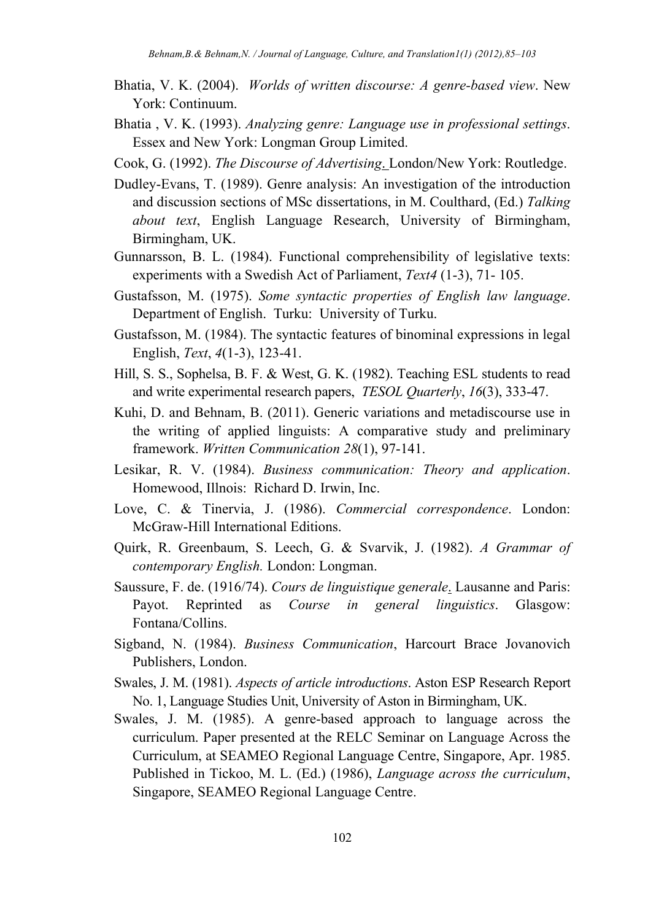Bhatia, V. K. (2004). *Worlds of written discourse: A genre-based view*. New York: Continuum.

Bhatia , V. K. (1993). *Analyzing genre: Language use in professional settings*. Essex and New York: Longman Group Limited.

Cook, G. (1992). *The Discourse of Advertising*. London/New York: Routledge.

Dudley-Evans, T. (1989). Genre analysis: An investigation of the introduction and discussion sections of MSc dissertations, in M. Coulthard, (Ed.) *Talking about text*, English Language Research, University of Birmingham, Birmingham, UK.

Gunnarsson, B. L. (1984). Functional comprehensibility of legislative texts: experiments with a Swedish Act of Parliament, *Text4* (1-3), 71- 105.

Gustafsson, M. (1975). *Some syntactic properties of English law language*. Department of English. Turku: University of Turku.

Gustafsson, M. (1984). The syntactic features of binominal expressions in legal English, *Text*, *4*(1-3), 123-41.

Hill, S. S., Sophelsa, B. F. & West, G. K. (1982). Teaching ESL students to read and write experimental research papers, *TESOL Quarterly*, *16*(3), 333-47.

Kuhi, D. and Behnam, B. (2011). Generic variations and metadiscourse use in the writing of applied linguists: A comparative study and preliminary framework. *Written Communication 28*(1), 97-141.

Lesikar, R. V. (1984). *Business communication: Theory and application*. Homewood, Illnois: Richard D. Irwin, Inc.

Love, C. & Tinervia, J. (1986). *Commercial correspondence*. London: McGraw-Hill International Editions.

Quirk, R. Greenbaum, S. Leech, G. & Svarvik, J. (1982). *A Grammar of contemporary English.* London: Longman.

Saussure, F. de. (1916/74). *Cours de linguistique generale*. Lausanne and Paris: Payot. Reprinted as *Course in general linguistics*. Glasgow: Fontana/Collins.

Sigband, N. (1984). *Business Communication*, Harcourt Brace Jovanovich Publishers, London.

Swales, J. M. (1981). *Aspects of article introductions*. Aston ESP Research Report No. 1, Language Studies Unit, University of Aston in Birmingham, UK.

Swales, J. M. (1985). A genre-based approach to language across the curriculum. Paper presented at the RELC Seminar on Language Across the Curriculum, at SEAMEO Regional Language Centre, Singapore, Apr. 1985. Published in Tickoo, M. L. (Ed.) (1986), *Language across the curriculum*, Singapore, SEAMEO Regional Language Centre.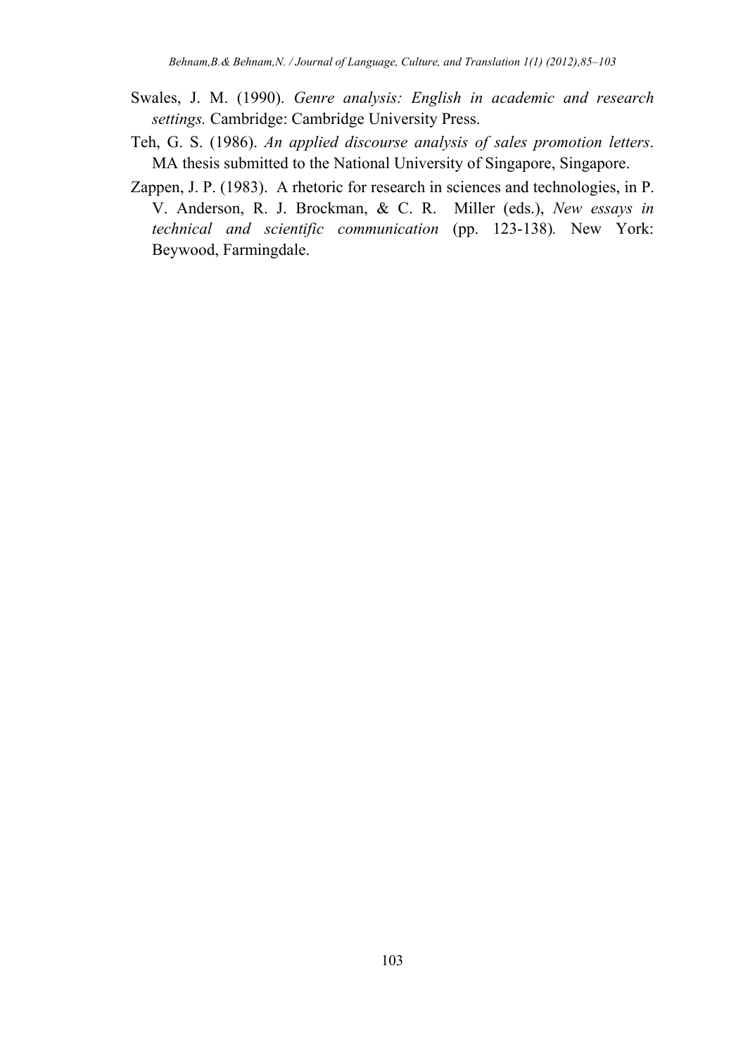Swales, J. M. (1990). *Genre analysis: English in academic and research settings.* Cambridge: Cambridge University Press.

Teh, G. S. (1986). *An applied discourse analysis of sales promotion letters*. MA thesis submitted to the National University of Singapore, Singapore.

Zappen, J. P. (1983). A rhetoric for research in sciences and technologies, in P. V. Anderson, R. J. Brockman, & C. R. Miller (eds.), *New essays in technical and scientific communication* (pp. 123-138). New York: Beywood, Farmingdale.